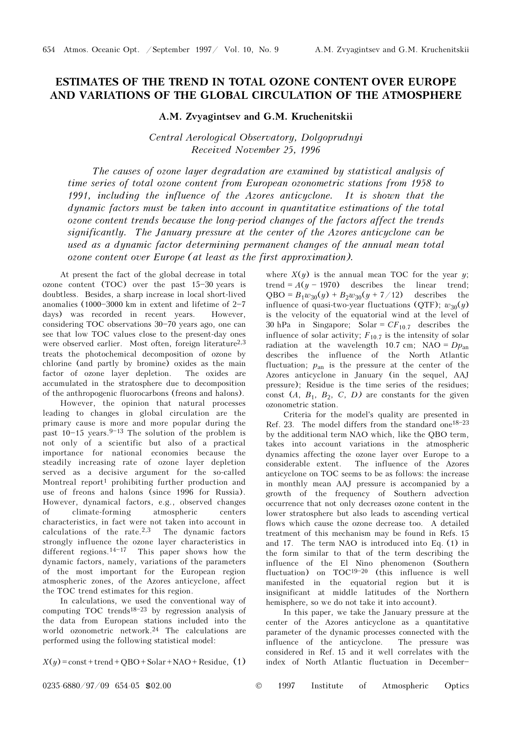# ESTIMATES OF THE TREND IN TOTAL OZONE CONTENT OVER EUROPE AND VARIATIONS OF THE GLOBAL CIRCULATION OF THE ATMOSPHERE

**A.M. Zvyagintsev and G.M. Kruchenitskii**

*Central Aerological Observatory, Dolgoprudnyi*
*Received November 25, 1996*

*The causes of ozone layer degradation are examined by statistical analysis of time series of total ozone content from European ozonometric stations from 1958 to 1991, including the influence of the Azores anticyclone. It is shown that the dynamic factors must be taken into account in quantitative estimations of the total ozone content trends because the long-period changes of the factors affect the trends significantly. The January pressure at the center of the Azores anticyclone can be used as a dynamic factor determining permanent changes of the annual mean total ozone content over Europe (at least as the first approximation).*

At present the fact of the global decrease in total ozone content (TOC) over the past 15–30 years is doubtless. Besides, a sharp increase in local short-lived anomalies (1000–3000 km in extent and lifetime of 2–7 days) was recorded in recent years. However, considering TOC observations 30–70 years ago, one can see that low TOC values close to the present-day ones were observed earlier. Most often, foreign literature[2,3] treats the photochemical decomposition of ozone by chlorine (and partly by bromine) oxides as the main factor of ozone layer depletion. The oxides are accumulated in the stratosphere due to decomposition of the anthropogenic fluorocarbons (freons and halons).

However, the opinion that natural processes leading to changes in global circulation are the primary cause is more and more popular during the past 10–15 years.[9–13] The solution of the problem is not only of a scientific but also of a practical importance for national economies because the steadily increasing rate of ozone layer depletion served as a decisive argument for the so-called Montreal report[1] prohibiting further production and use of freons and halons (since 1996 for Russia). However, dynamical factors, e.g., observed changes of climate-forming atmospheric centers characteristics, in fact were not taken into account in calculations of the rate.[2,3] The dynamic factors strongly influence the ozone layer characteristics in different regions.[14–17] This paper shows how the dynamic factors, namely, variations of the parameters of the most important for the European region atmospheric zones, of the Azores anticyclone, affect the TOC trend estimates for this region.

In calculations, we used the conventional way of computing TOC trends[18–23] by regression analysis of the data from European stations included into the world ozonometric network.[24] The calculations are performed using the following statistical model:

$$X(y) = \text{const} + \text{trend} + \text{QBO} + \text{Solar} + \text{NAO} + \text{Residue}, \quad (1)$$

where $X(y)$ is the annual mean TOC for the year $y$; trend $= A(y - 1970)$ describes the linear trend; QBO $= B_1 w_{30}(y) + B_2 w_{30}(y + 7/12)$ describes the influence of quasi-two-year fluctuations (QTF); $w_{30}(y)$ is the velocity of the equatorial wind at the level of 30 hPa in Singapore; Solar $= CF_{10.7}$ describes the influence of solar activity; $F_{10.7}$ is the intensity of solar radiation at the wavelength 10.7 cm; NAO $= Dp_{\text{an}}$ describes the influence of the North Atlantic fluctuation; $p_{\text{an}}$ is the pressure at the center of the Azores anticyclone in January (in the sequel, AAJ pressure); Residue is the time series of the residues; const ($A$, $B_1$, $B_2$, $C$, $D$) are constants for the given ozonometric station.

Criteria for the model's quality are presented in Ref. 23. The model differs from the standard one[18–23] by the additional term NAO which, like the QBO term, takes into account variations in the atmospheric dynamics affecting the ozone layer over Europe to a considerable extent. The influence of the Azores anticyclone on TOC seems to be as follows: the increase in monthly mean AAJ pressure is accompanied by a growth of the frequency of Southern advection occurrence that not only decreases ozone content in the lower stratosphere but also leads to ascending vertical flows which cause the ozone decrease too. A detailed treatment of this mechanism may be found in Refs. 15 and 17. The term NAO is introduced into Eq. (1) in the form similar to that of the term describing the influence of the El Nino phenomenon (Southern fluctuation) on TOC[19–20] (this influence is well manifested in the equatorial region but it is insignificant at middle latitudes of the Northern hemisphere, so we do not take it into account).

In this paper, we take the January pressure at the center of the Azores anticyclone as a quantitative parameter of the dynamic processes connected with the influence of the anticyclone. The pressure was considered in Ref. 15 and it well correlates with the index of North Atlantic fluctuation in December–

0235-6880/97/09 654-05 $02.00 © 1997 Institute of Atmospheric Optics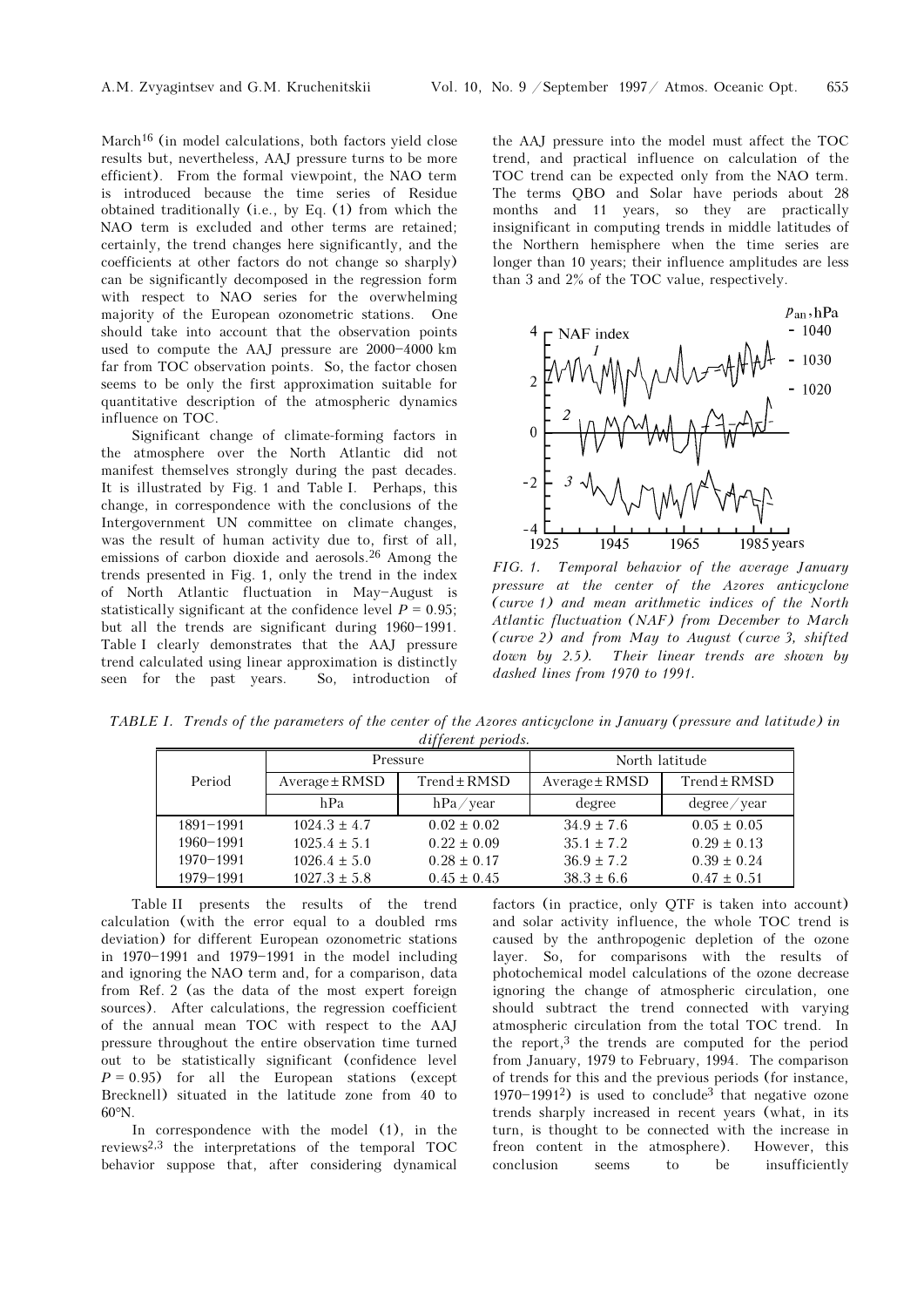March[16] (in model calculations, both factors yield close results but, nevertheless, AAJ pressure turns to be more efficient). From the formal viewpoint, the NAO term is introduced because the time series of Residue obtained traditionally (i.e., by Eq. (1) from which the NAO term is excluded and other terms are retained; certainly, the trend changes here significantly, and the coefficients at other factors do not change so sharply) can be significantly decomposed in the regression form with respect to NAO series for the overwhelming majority of the European ozonometric stations. One should take into account that the observation points used to compute the AAJ pressure are 2000–4000 km far from TOC observation points. So, the factor chosen seems to be only the first approximation suitable for quantitative description of the atmospheric dynamics influence on TOC.

Significant change of climate-forming factors in the atmosphere over the North Atlantic did not manifest themselves strongly during the past decades. It is illustrated by Fig. 1 and Table I. Perhaps, this change, in correspondence with the conclusions of the Intergovernment UN committee on climate changes, was the result of human activity due to, first of all, emissions of carbon dioxide and aerosols.[26] Among the trends presented in Fig. 1, only the trend in the index of North Atlantic fluctuation in May–August is statistically significant at the confidence level $P = 0.95$; but all the trends are significant during 1960–1991. Table I clearly demonstrates that the AAJ pressure trend calculated using linear approximation is distinctly seen for the past years. So, introduction of the AAJ pressure into the model must affect the TOC trend, and practical influence on calculation of the TOC trend can be expected only from the NAO term. The terms QBO and Solar have periods about 28 months and 11 years, so they are practically insignificant in computing trends in middle latitudes of the Northern hemisphere when the time series are longer than 10 years; their influence amplitudes are less than 3 and 2% of the TOC value, respectively.

*FIG. 1. Temporal behavior of the average January pressure at the center of the Azores anticyclone (curve 1) and mean arithmetic indices of the North Atlantic fluctuation (NAF) from December to March (curve 2) and from May to August (curve 3, shifted down by 2.5). Their linear trends are shown by dashed lines from 1970 to 1991.*

*TABLE I. Trends of the parameters of the center of the Azores anticyclone in January (pressure and latitude) in different periods.*

| Period | Pressure | | North latitude | |
|---|---|---|---|---|
| | Average ± RMSD | Trend ± RMSD | Average ± RMSD | Trend ± RMSD |
| | hPa | hPa/year | degree | degree/year |
| 1891–1991 | 1024.3 ± 4.7 | 0.02 ± 0.02 | 34.9 ± 7.6 | 0.05 ± 0.05 |
| 1960–1991 | 1025.4 ± 5.1 | 0.22 ± 0.09 | 35.1 ± 7.2 | 0.29 ± 0.13 |
| 1970–1991 | 1026.4 ± 5.0 | 0.28 ± 0.17 | 36.9 ± 7.2 | 0.39 ± 0.24 |
| 1979–1991 | 1027.3 ± 5.8 | 0.45 ± 0.45 | 38.3 ± 6.6 | 0.47 ± 0.51 |

Table II presents the results of the trend calculation (with the error equal to a doubled rms deviation) for different European ozonometric stations in 1970–1991 and 1979–1991 in the model including and ignoring the NAO term and, for a comparison, data from Ref. 2 (as the data of the most expert foreign sources). After calculations, the regression coefficient of the annual mean TOC with respect to the AAJ pressure throughout the entire observation time turned out to be statistically significant (confidence level $P = 0.95$) for all the European stations (except Brecknell) situated in the latitude zone from 40 to 60°N.

In correspondence with the model (1), in the reviews[2,3] the interpretations of the temporal TOC behavior suppose that, after considering dynamical factors (in practice, only QTF is taken into account) and solar activity influence, the whole TOC trend is caused by the anthropogenic depletion of the ozone layer. So, for comparisons with the results of photochemical model calculations of the ozone decrease ignoring the change of atmospheric circulation, one should subtract the trend connected with varying atmospheric circulation from the total TOC trend. In the report,[3] the trends are computed for the period from January, 1979 to February, 1994. The comparison of trends for this and the previous periods (for instance, 1970–1991[2]) is used to conclude[3] that negative ozone trends sharply increased in recent years (what, in its turn, is thought to be connected with the increase in freon content in the atmosphere). However, this conclusion seems to be insufficiently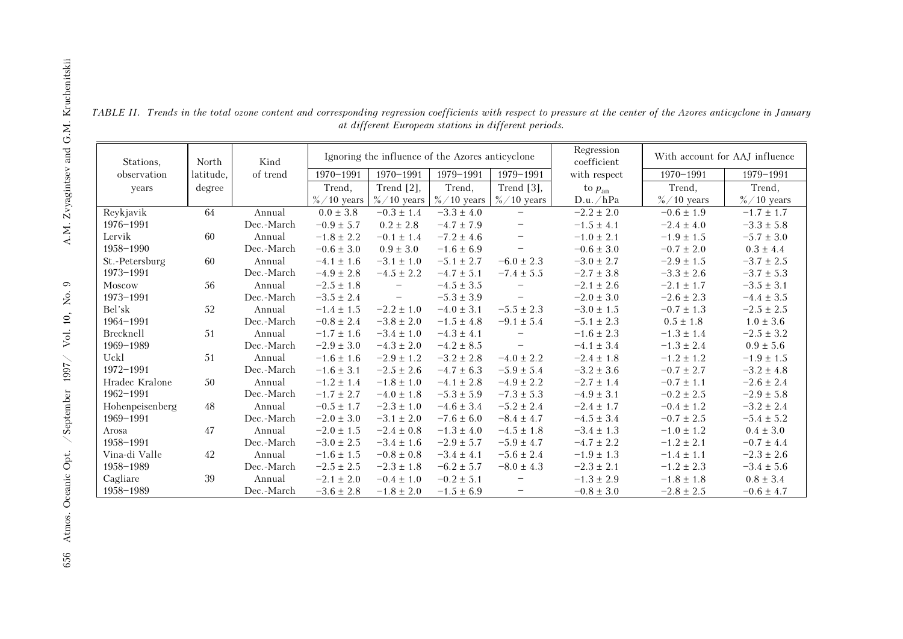*TABLE II. Trends in the total ozone content and corresponding regression coefficients with respect to pressure at the center of the Azores anticyclone in January at different European stations in different periods.*

| Stations, observation years | North latitude, degree | Kind of trend | Ignoring the influence of the Azores anticyclone | | | | Regression coefficient with respect to $p_{an}$ | With account for AAJ influence | |
|---|---|---|---|---|---|---|---|---|---|
| | | | 1970–1991 | 1970–1991 | 1979–1991 | 1979–1991 | | 1970–1991 | 1979–1991 |
| | | | Trend, %/10 years | Trend [2], %/10 years | Trend, %/10 years | Trend [3], %/10 years | D.u./hPa | Trend, %/10 years | Trend, %/10 years |
| Reykjavik | 64 | Annual | 0.0 ± 3.8 | −0.3 ± 1.4 | −3.3 ± 4.0 | – | −2.2 ± 2.0 | −0.6 ± 1.9 | −1.7 ± 1.7 |
| 1976–1991 | | Dec.-March | −0.9 ± 5.7 | 0.2 ± 2.8 | −4.7 ± 7.9 | – | −1.5 ± 4.1 | −2.4 ± 4.0 | −3.3 ± 5.8 |
| Lervik | 60 | Annual | −1.8 ± 2.2 | −0.1 ± 1.4 | −7.2 ± 4.6 | – | −1.0 ± 2.1 | −1.9 ± 1.5 | −5.7 ± 3.0 |
| 1958–1990 | | Dec.-March | −0.6 ± 3.0 | 0.9 ± 3.0 | −1.6 ± 6.9 | – | −0.6 ± 3.0 | −0.7 ± 2.0 | 0.3 ± 4.4 |
| St.-Petersburg | 60 | Annual | −4.1 ± 1.6 | −3.1 ± 1.0 | −5.1 ± 2.7 | −6.0 ± 2.3 | −3.0 ± 2.7 | −2.9 ± 1.5 | −3.7 ± 2.5 |
| 1973–1991 | | Dec.-March | −4.9 ± 2.8 | −4.5 ± 2.2 | −4.7 ± 5.1 | −7.4 ± 5.5 | −2.7 ± 3.8 | −3.3 ± 2.6 | −3.7 ± 5.3 |
| Moscow | 56 | Annual | −2.5 ± 1.8 | – | −4.5 ± 3.5 | – | −2.1 ± 2.6 | −2.1 ± 1.7 | −3.5 ± 3.1 |
| 1973–1991 | | Dec.-March | −3.5 ± 2.4 | – | −5.3 ± 3.9 | – | −2.0 ± 3.0 | −2.6 ± 2.3 | −4.4 ± 3.5 |
| Bel'sk | 52 | Annual | −1.4 ± 1.5 | −2.2 ± 1.0 | −4.0 ± 3.1 | −5.5 ± 2.3 | −3.0 ± 1.5 | −0.7 ± 1.3 | −2.5 ± 2.5 |
| 1964–1991 | | Dec.-March | −0.8 ± 2.4 | −3.8 ± 2.0 | −1.5 ± 4.8 | −9.1 ± 5.4 | −5.1 ± 2.3 | 0.5 ± 1.8 | 1.0 ± 3.6 |
| Brecknell | 51 | Annual | −1.7 ± 1.6 | −3.4 ± 1.0 | −4.3 ± 4.1 | – | −1.6 ± 2.3 | −1.3 ± 1.4 | −2.5 ± 3.2 |
| 1969–1989 | | Dec.-March | −2.9 ± 3.0 | −4.3 ± 2.0 | −4.2 ± 8.5 | – | −4.1 ± 3.4 | −1.3 ± 2.4 | 0.9 ± 5.6 |
| Uckl | 51 | Annual | −1.6 ± 1.6 | −2.9 ± 1.2 | −3.2 ± 2.8 | −4.0 ± 2.2 | −2.4 ± 1.8 | −1.2 ± 1.2 | −1.9 ± 1.5 |
| 1972–1991 | | Dec.-March | −1.6 ± 3.1 | −2.5 ± 2.6 | −4.7 ± 6.3 | −5.9 ± 5.4 | −3.2 ± 3.6 | −0.7 ± 2.7 | −3.2 ± 4.8 |
| Hradec Kralone | 50 | Annual | −1.2 ± 1.4 | −1.8 ± 1.0 | −4.1 ± 2.8 | −4.9 ± 2.2 | −2.7 ± 1.4 | −0.7 ± 1.1 | −2.6 ± 2.4 |
| 1962–1991 | | Dec.-March | −1.7 ± 2.7 | −4.0 ± 1.8 | −5.3 ± 5.9 | −7.3 ± 5.3 | −4.9 ± 3.1 | −0.2 ± 2.5 | −2.9 ± 5.8 |
| Hohenpeisenberg | 48 | Annual | −0.5 ± 1.7 | −2.3 ± 1.0 | −4.6 ± 3.4 | −5.2 ± 2.4 | −2.4 ± 1.7 | −0.4 ± 1.2 | −3.2 ± 2.4 |
| 1969–1991 | | Dec.-March | −2.0 ± 3.0 | −3.1 ± 2.0 | −7.6 ± 6.0 | −8.4 ± 4.7 | −4.5 ± 3.4 | −0.7 ± 2.5 | −5.4 ± 5.2 |
| Arosa | 47 | Annual | −2.0 ± 1.5 | −2.4 ± 0.8 | −1.3 ± 4.0 | −4.5 ± 1.8 | −3.4 ± 1.3 | −1.0 ± 1.2 | 0.4 ± 3.0 |
| 1958–1991 | | Dec.-March | −3.0 ± 2.5 | −3.4 ± 1.6 | −2.9 ± 5.7 | −5.9 ± 4.7 | −4.7 ± 2.2 | −1.2 ± 2.1 | −0.7 ± 4.4 |
| Vina-di Valle | 42 | Annual | −1.6 ± 1.5 | −0.8 ± 0.8 | −3.4 ± 4.1 | −5.6 ± 2.4 | −1.9 ± 1.3 | −1.4 ± 1.1 | −2.3 ± 2.6 |
| 1958–1989 | | Dec.-March | −2.5 ± 2.5 | −2.3 ± 1.8 | −6.2 ± 5.7 | −8.0 ± 4.3 | −2.3 ± 2.1 | −1.2 ± 2.3 | −3.4 ± 5.6 |
| Cagliare | 39 | Annual | −2.1 ± 2.0 | −0.4 ± 1.0 | −0.2 ± 5.1 | – | −1.3 ± 2.9 | −1.8 ± 1.8 | 0.8 ± 3.4 |
| 1958–1989 | | Dec.-March | −3.6 ± 2.8 | −1.8 ± 2.0 | −1.5 ± 6.9 | – | −0.8 ± 3.0 | −2.8 ± 2.5 | −0.6 ± 4.7 |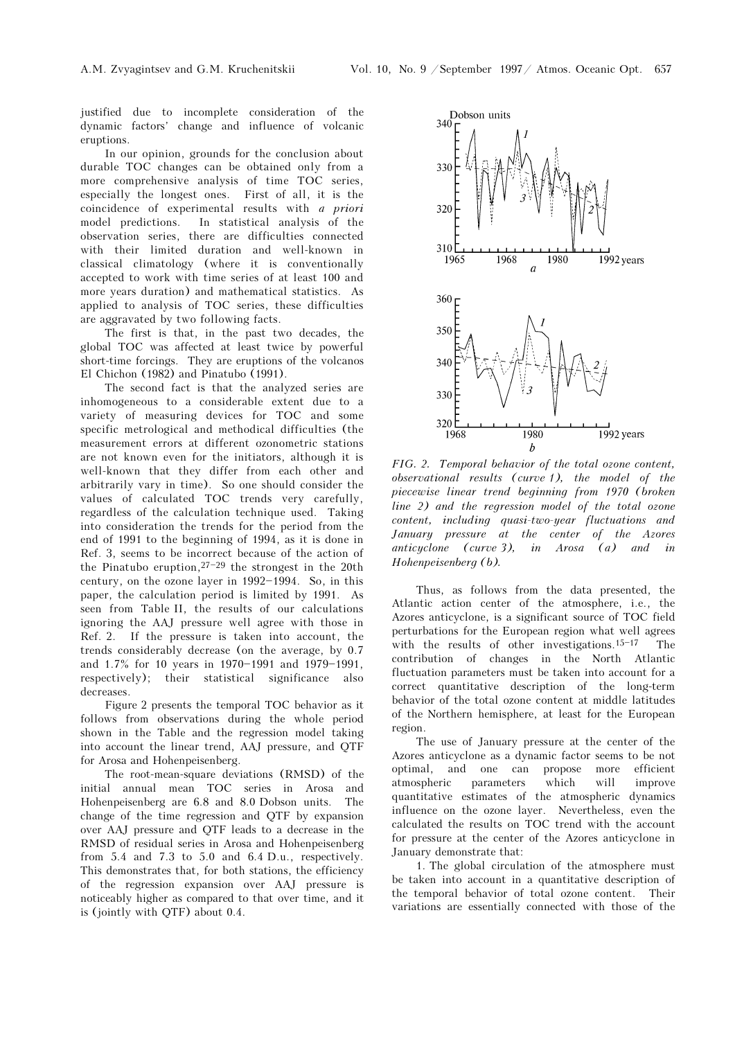justified due to incomplete consideration of the dynamic factors' change and influence of volcanic eruptions.

In our opinion, grounds for the conclusion about durable TOC changes can be obtained only from a more comprehensive analysis of time TOC series, especially the longest ones. First of all, it is the coincidence of experimental results with *a priori* model predictions. In statistical analysis of the observation series, there are difficulties connected with their limited duration and well-known in classical climatology (where it is conventionally accepted to work with time series of at least 100 and more years duration) and mathematical statistics. As applied to analysis of TOC series, these difficulties are aggravated by two following facts.

The first is that, in the past two decades, the global TOC was affected at least twice by powerful short-time forcings. They are eruptions of the volcanos El Chichon (1982) and Pinatubo (1991).

The second fact is that the analyzed series are inhomogeneous to a considerable extent due to a variety of measuring devices for TOC and some specific metrological and methodical difficulties (the measurement errors at different ozonometric stations are not known even for the initiators, although it is well-known that they differ from each other and arbitrarily vary in time). So one should consider the values of calculated TOC trends very carefully, regardless of the calculation technique used. Taking into consideration the trends for the period from the end of 1991 to the beginning of 1994, as it is done in Ref. 3, seems to be incorrect because of the action of the Pinatubo eruption,[27–29] the strongest in the 20th century, on the ozone layer in 1992–1994. So, in this paper, the calculation period is limited by 1991. As seen from Table II, the results of our calculations ignoring the AAJ pressure well agree with those in Ref. 2. If the pressure is taken into account, the trends considerably decrease (on the average, by 0.7 and 1.7% for 10 years in 1970–1991 and 1979–1991, respectively); their statistical significance also decreases.

Figure 2 presents the temporal TOC behavior as it follows from observations during the whole period shown in the Table and the regression model taking into account the linear trend, AAJ pressure, and QTF for Arosa and Hohenpeisenberg.

The root-mean-square deviations (RMSD) of the initial annual mean TOC series in Arosa and Hohenpeisenberg are 6.8 and 8.0 Dobson units. The change of the time regression and QTF by expansion over AAJ pressure and QTF leads to a decrease in the RMSD of residual series in Arosa and Hohenpeisenberg from 5.4 and 7.3 to 5.0 and 6.4 D.u., respectively. This demonstrates that, for both stations, the efficiency of the regression expansion over AAJ pressure is noticeably higher as compared to that over time, and it is (jointly with QTF) about 0.4.

*FIG. 2. Temporal behavior of the total ozone content, observational results (curve 1), the model of the piecewise linear trend beginning from 1970 (broken line 2) and the regression model of the total ozone content, including quasi-two-year fluctuations and January pressure at the center of the Azores anticyclone (curve 3), in Arosa (a) and in Hohenpeisenberg (b).*

Thus, as follows from the data presented, the Atlantic action center of the atmosphere, i.e., the Azores anticyclone, is a significant source of TOC field perturbations for the European region what well agrees with the results of other investigations.[15–17] The contribution of changes in the North Atlantic fluctuation parameters must be taken into account for a correct quantitative description of the long-term behavior of the total ozone content at middle latitudes of the Northern hemisphere, at least for the European region.

The use of January pressure at the center of the Azores anticyclone as a dynamic factor seems to be not optimal, and one can propose more efficient atmospheric parameters which will improve quantitative estimates of the atmospheric dynamics influence on the ozone layer. Nevertheless, even the calculated the results on TOC trend with the account for pressure at the center of the Azores anticyclone in January demonstrate that:

1. The global circulation of the atmosphere must be taken into account in a quantitative description of the temporal behavior of total ozone content. Their variations are essentially connected with those of the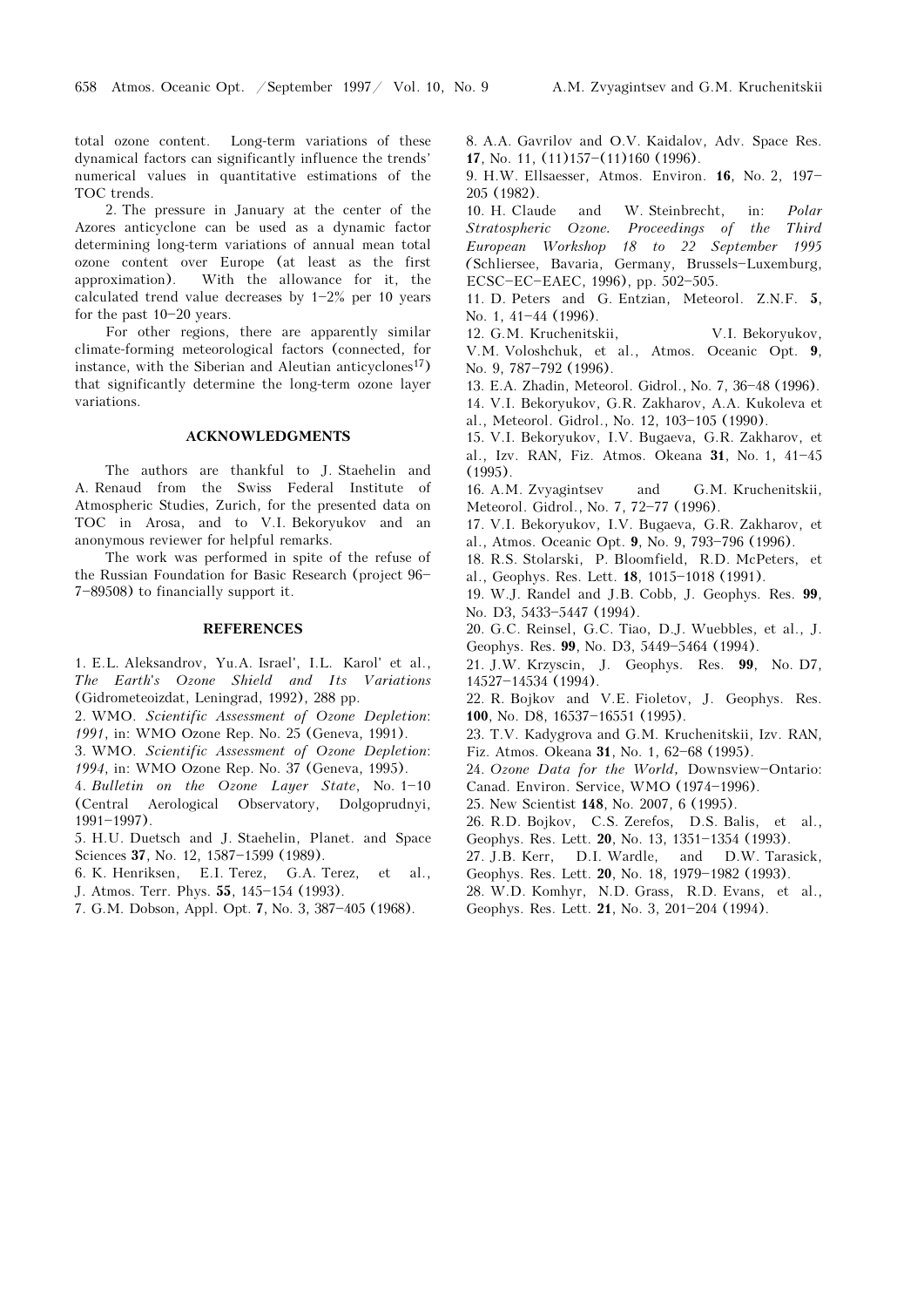total ozone content. Long-term variations of these dynamical factors can significantly influence the trends' numerical values in quantitative estimations of the TOC trends.

2. The pressure in January at the center of the Azores anticyclone can be used as a dynamic factor determining long-term variations of annual mean total ozone content over Europe (at least as the first approximation). With the allowance for it, the calculated trend value decreases by 1–2% per 10 years for the past 10–20 years.

For other regions, there are apparently similar climate-forming meteorological factors (connected, for instance, with the Siberian and Aleutian anticyclones[17]) that significantly determine the long-term ozone layer variations.

## ACKNOWLEDGMENTS

The authors are thankful to J. Staehelin and A. Renaud from the Swiss Federal Institute of Atmospheric Studies, Zurich, for the presented data on TOC in Arosa, and to V.I. Bekoryukov and an anonymous reviewer for helpful remarks.

The work was performed in spite of the refuse of the Russian Foundation for Basic Research (project 96-7-89508) to financially support it.

## REFERENCES

1. E.L. Aleksandrov, Yu.A. Israel', I.L. Karol' et al., *The Earth's Ozone Shield and Its Variations* (Gidrometeoizdat, Leningrad, 1992), 288 pp.
2. WMO. *Scientific Assessment of Ozone Depletion: 1991*, in: WMO Ozone Rep. No. 25 (Geneva, 1991).
3. WMO. *Scientific Assessment of Ozone Depletion: 1994*, in: WMO Ozone Rep. No. 37 (Geneva, 1995).
4. *Bulletin on the Ozone Layer State*, No. 1–10 (Central Aerological Observatory, Dolgoprudnyi, 1991–1997).
5. H.U. Duetsch and J. Staehelin, Planet. and Space Sciences **37**, No. 12, 1587–1599 (1989).
6. K. Henriksen, E.I. Terez, G.A. Terez, et al., J. Atmos. Terr. Phys. **55**, 145–154 (1993).
7. G.M. Dobson, Appl. Opt. **7**, No. 3, 387–405 (1968).
8. A.A. Gavrilov and O.V. Kaidalov, Adv. Space Res. **17**, No. 11, (11)157–(11)160 (1996).
9. H.W. Ellsaesser, Atmos. Environ. **16**, No. 2, 197–205 (1982).
10. H. Claude and W. Steinbrecht, in: *Polar Stratospheric Ozone. Proceedings of the Third European Workshop 18 to 22 September 1995 (*Schliersee, Bavaria, Germany, Brussels–Luxemburg, ECSC–EC–EAEC, 1996), pp. 502–505.
11. D. Peters and G. Entzian, Meteorol. Z.N.F. **5**, No. 1, 41–44 (1996).
12. G.M. Kruchenitskii, V.I. Bekoryukov, V.M. Voloshchuk, et al., Atmos. Oceanic Opt. **9**, No. 9, 787–792 (1996).
13. E.A. Zhadin, Meteorol. Gidrol., No. 7, 36–48 (1996).
14. V.I. Bekoryukov, G.R. Zakharov, A.A. Kukoleva et al., Meteorol. Gidrol., No. 12, 103–105 (1990).
15. V.I. Bekoryukov, I.V. Bugaeva, G.R. Zakharov, et al., Izv. RAN, Fiz. Atmos. Okeana **31**, No. 1, 41–45 (1995).
16. A.M. Zvyagintsev and G.M. Kruchenitskii, Meteorol. Gidrol., No. 7, 72–77 (1996).
17. V.I. Bekoryukov, I.V. Bugaeva, G.R. Zakharov, et al., Atmos. Oceanic Opt. **9**, No. 9, 793–796 (1996).
18. R.S. Stolarski, P. Bloomfield, R.D. McPeters, et al., Geophys. Res. Lett. **18**, 1015–1018 (1991).
19. W.J. Randel and J.B. Cobb, J. Geophys. Res. **99**, No. D3, 5433–5447 (1994).
20. G.C. Reinsel, G.C. Tiao, D.J. Wuebbles, et al., J. Geophys. Res. **99**, No. D3, 5449–5464 (1994).
21. J.W. Krzyscin, J. Geophys. Res. **99**, No. D7, 14527–14534 (1994).
22. R. Bojkov and V.E. Fioletov, J. Geophys. Res. **100**, No. D8, 16537–16551 (1995).
23. T.V. Kadygrova and G.M. Kruchenitskii, Izv. RAN, Fiz. Atmos. Okeana **31**, No. 1, 62–68 (1995).
24. *Ozone Data for the World,* Downsview–Ontario: Canad. Environ. Service, WMO (1974–1996).
25. New Scientist **148**, No. 2007, 6 (1995).
26. R.D. Bojkov, C.S. Zerefos, D.S. Balis, et al., Geophys. Res. Lett. **20**, No. 13, 1351–1354 (1993).
27. J.B. Kerr, D.I. Wardle, and D.W. Tarasick, Geophys. Res. Lett. **20**, No. 18, 1979–1982 (1993).
28. W.D. Komhyr, N.D. Grass, R.D. Evans, et al., Geophys. Res. Lett. **21**, No. 3, 201–204 (1994).